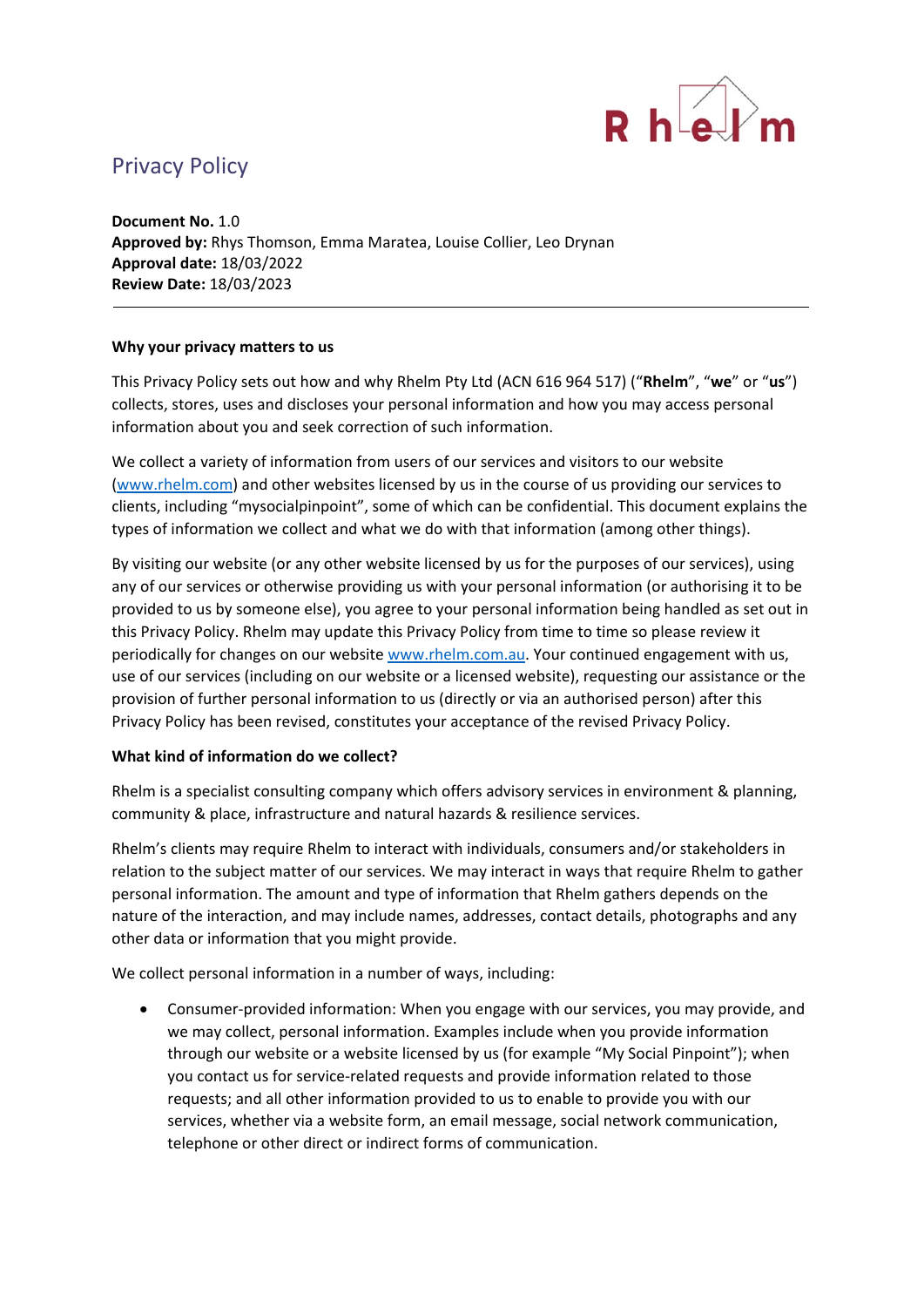# Privacy Policy

**Document No.** 1.0
**Approved by:** Rhys Thomson, Emma Maratea, Louise Collier, Leo Drynan
**Approval date:** 18/03/2022
**Review Date:** 18/03/2023

---

**Why your privacy matters to us**

This Privacy Policy sets out how and why Rhelm Pty Ltd (ACN 616 964 517) ("**Rhelm**", "**we**" or "**us**") collects, stores, uses and discloses your personal information and how you may access personal information about you and seek correction of such information.

We collect a variety of information from users of our services and visitors to our website (www.rhelm.com) and other websites licensed by us in the course of us providing our services to clients, including "mysocialpinpoint", some of which can be confidential. This document explains the types of information we collect and what we do with that information (among other things).

By visiting our website (or any other website licensed by us for the purposes of our services), using any of our services or otherwise providing us with your personal information (or authorising it to be provided to us by someone else), you agree to your personal information being handled as set out in this Privacy Policy. Rhelm may update this Privacy Policy from time to time so please review it periodically for changes on our website www.rhelm.com.au. Your continued engagement with us, use of our services (including on our website or a licensed website), requesting our assistance or the provision of further personal information to us (directly or via an authorised person) after this Privacy Policy has been revised, constitutes your acceptance of the revised Privacy Policy.

**What kind of information do we collect?**

Rhelm is a specialist consulting company which offers advisory services in environment & planning, community & place, infrastructure and natural hazards & resilience services.

Rhelm's clients may require Rhelm to interact with individuals, consumers and/or stakeholders in relation to the subject matter of our services. We may interact in ways that require Rhelm to gather personal information. The amount and type of information that Rhelm gathers depends on the nature of the interaction, and may include names, addresses, contact details, photographs and any other data or information that you might provide.

We collect personal information in a number of ways, including:

- Consumer-provided information: When you engage with our services, you may provide, and we may collect, personal information. Examples include when you provide information through our website or a website licensed by us (for example "My Social Pinpoint"); when you contact us for service-related requests and provide information related to those requests; and all other information provided to us to enable to provide you with our services, whether via a website form, an email message, social network communication, telephone or other direct or indirect forms of communication.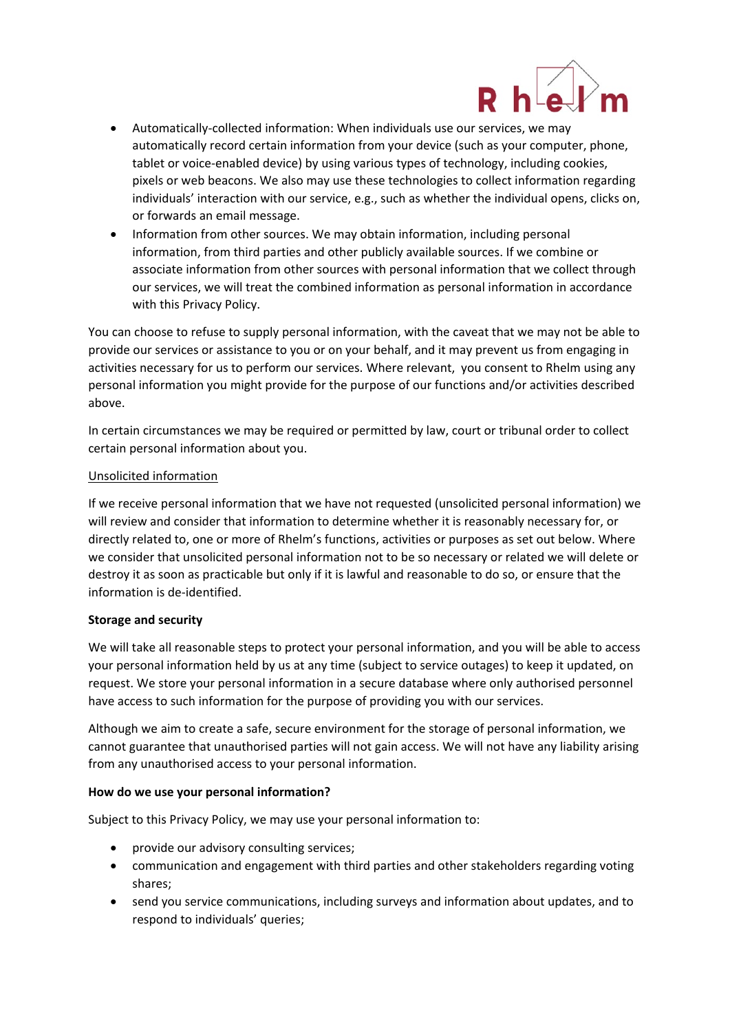- Automatically-collected information: When individuals use our services, we may automatically record certain information from your device (such as your computer, phone, tablet or voice-enabled device) by using various types of technology, including cookies, pixels or web beacons. We also may use these technologies to collect information regarding individuals' interaction with our service, e.g., such as whether the individual opens, clicks on, or forwards an email message.
- Information from other sources. We may obtain information, including personal information, from third parties and other publicly available sources. If we combine or associate information from other sources with personal information that we collect through our services, we will treat the combined information as personal information in accordance with this Privacy Policy.

You can choose to refuse to supply personal information, with the caveat that we may not be able to provide our services or assistance to you or on your behalf, and it may prevent us from engaging in activities necessary for us to perform our services. Where relevant, you consent to Rhelm using any personal information you might provide for the purpose of our functions and/or activities described above.

In certain circumstances we may be required or permitted by law, court or tribunal order to collect certain personal information about you.

<u>Unsolicited information</u>

If we receive personal information that we have not requested (unsolicited personal information) we will review and consider that information to determine whether it is reasonably necessary for, or directly related to, one or more of Rhelm's functions, activities or purposes as set out below. Where we consider that unsolicited personal information not to be so necessary or related we will delete or destroy it as soon as practicable but only if it is lawful and reasonable to do so, or ensure that the information is de-identified.

**Storage and security**

We will take all reasonable steps to protect your personal information, and you will be able to access your personal information held by us at any time (subject to service outages) to keep it updated, on request. We store your personal information in a secure database where only authorised personnel have access to such information for the purpose of providing you with our services.

Although we aim to create a safe, secure environment for the storage of personal information, we cannot guarantee that unauthorised parties will not gain access. We will not have any liability arising from any unauthorised access to your personal information.

**How do we use your personal information?**

Subject to this Privacy Policy, we may use your personal information to:

- provide our advisory consulting services;
- communication and engagement with third parties and other stakeholders regarding voting shares;
- send you service communications, including surveys and information about updates, and to respond to individuals' queries;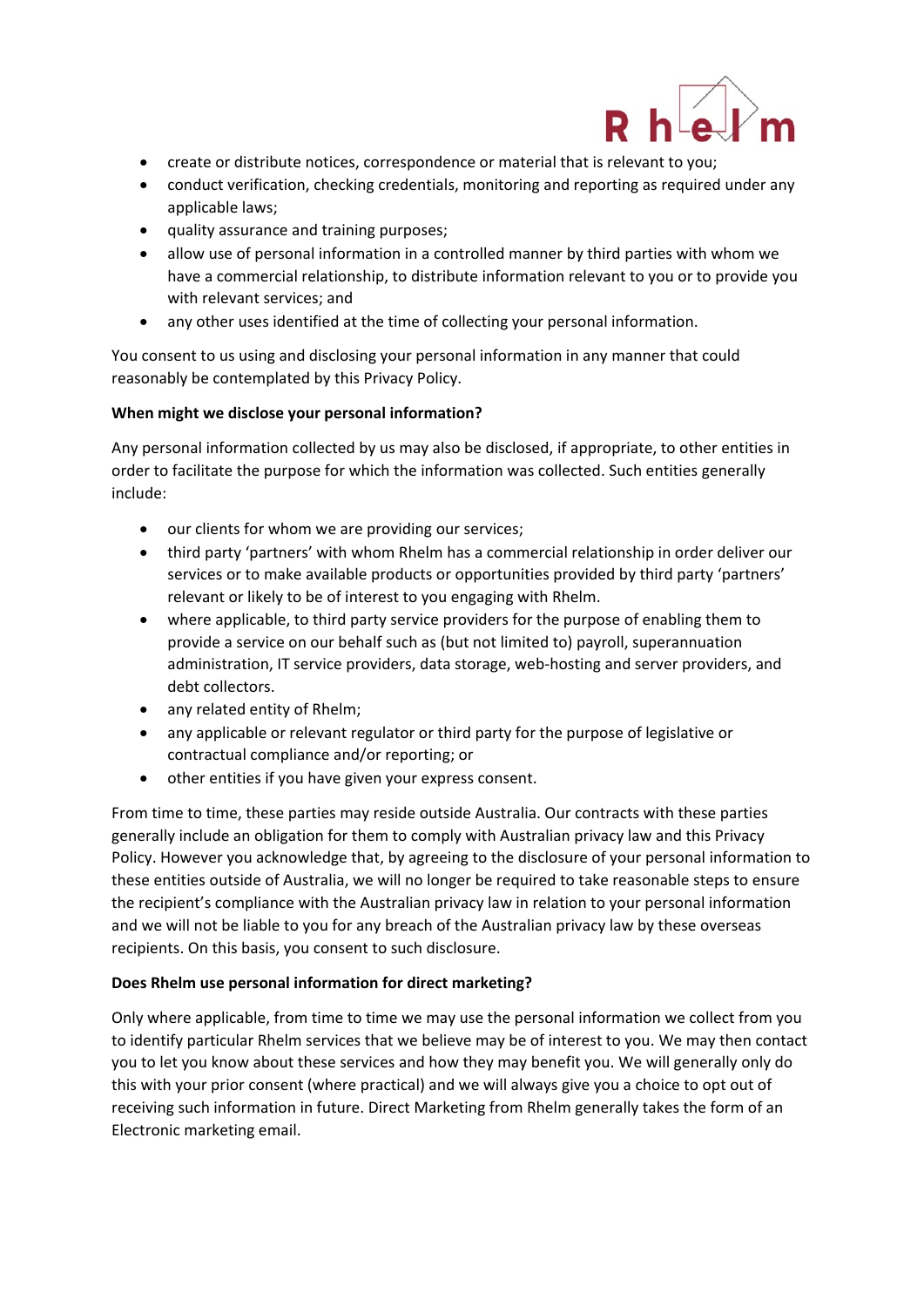- create or distribute notices, correspondence or material that is relevant to you;
- conduct verification, checking credentials, monitoring and reporting as required under any applicable laws;
- quality assurance and training purposes;
- allow use of personal information in a controlled manner by third parties with whom we have a commercial relationship, to distribute information relevant to you or to provide you with relevant services; and
- any other uses identified at the time of collecting your personal information.

You consent to us using and disclosing your personal information in any manner that could reasonably be contemplated by this Privacy Policy.

**When might we disclose your personal information?**

Any personal information collected by us may also be disclosed, if appropriate, to other entities in order to facilitate the purpose for which the information was collected. Such entities generally include:

- our clients for whom we are providing our services;
- third party 'partners' with whom Rhelm has a commercial relationship in order deliver our services or to make available products or opportunities provided by third party 'partners' relevant or likely to be of interest to you engaging with Rhelm.
- where applicable, to third party service providers for the purpose of enabling them to provide a service on our behalf such as (but not limited to) payroll, superannuation administration, IT service providers, data storage, web-hosting and server providers, and debt collectors.
- any related entity of Rhelm;
- any applicable or relevant regulator or third party for the purpose of legislative or contractual compliance and/or reporting; or
- other entities if you have given your express consent.

From time to time, these parties may reside outside Australia. Our contracts with these parties generally include an obligation for them to comply with Australian privacy law and this Privacy Policy. However you acknowledge that, by agreeing to the disclosure of your personal information to these entities outside of Australia, we will no longer be required to take reasonable steps to ensure the recipient's compliance with the Australian privacy law in relation to your personal information and we will not be liable to you for any breach of the Australian privacy law by these overseas recipients. On this basis, you consent to such disclosure.

**Does Rhelm use personal information for direct marketing?**

Only where applicable, from time to time we may use the personal information we collect from you to identify particular Rhelm services that we believe may be of interest to you. We may then contact you to let you know about these services and how they may benefit you. We will generally only do this with your prior consent (where practical) and we will always give you a choice to opt out of receiving such information in future. Direct Marketing from Rhelm generally takes the form of an Electronic marketing email.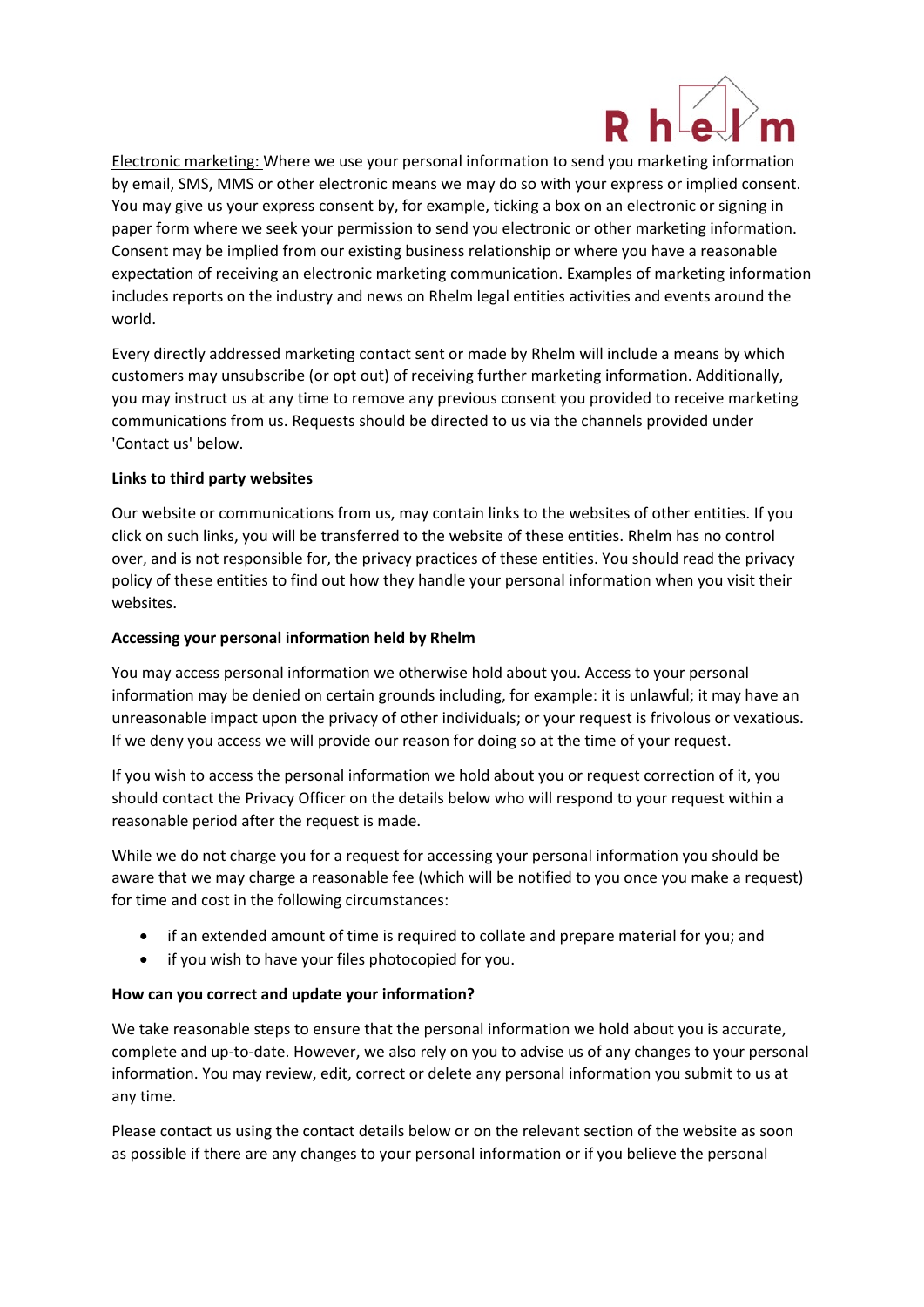Electronic marketing: Where we use your personal information to send you marketing information by email, SMS, MMS or other electronic means we may do so with your express or implied consent. You may give us your express consent by, for example, ticking a box on an electronic or signing in paper form where we seek your permission to send you electronic or other marketing information. Consent may be implied from our existing business relationship or where you have a reasonable expectation of receiving an electronic marketing communication. Examples of marketing information includes reports on the industry and news on Rhelm legal entities activities and events around the world.

Every directly addressed marketing contact sent or made by Rhelm will include a means by which customers may unsubscribe (or opt out) of receiving further marketing information. Additionally, you may instruct us at any time to remove any previous consent you provided to receive marketing communications from us. Requests should be directed to us via the channels provided under 'Contact us' below.

**Links to third party websites**

Our website or communications from us, may contain links to the websites of other entities. If you click on such links, you will be transferred to the website of these entities. Rhelm has no control over, and is not responsible for, the privacy practices of these entities. You should read the privacy policy of these entities to find out how they handle your personal information when you visit their websites.

**Accessing your personal information held by Rhelm**

You may access personal information we otherwise hold about you. Access to your personal information may be denied on certain grounds including, for example: it is unlawful; it may have an unreasonable impact upon the privacy of other individuals; or your request is frivolous or vexatious. If we deny you access we will provide our reason for doing so at the time of your request.

If you wish to access the personal information we hold about you or request correction of it, you should contact the Privacy Officer on the details below who will respond to your request within a reasonable period after the request is made.

While we do not charge you for a request for accessing your personal information you should be aware that we may charge a reasonable fee (which will be notified to you once you make a request) for time and cost in the following circumstances:

- if an extended amount of time is required to collate and prepare material for you; and
- if you wish to have your files photocopied for you.

**How can you correct and update your information?**

We take reasonable steps to ensure that the personal information we hold about you is accurate, complete and up-to-date. However, we also rely on you to advise us of any changes to your personal information. You may review, edit, correct or delete any personal information you submit to us at any time.

Please contact us using the contact details below or on the relevant section of the website as soon as possible if there are any changes to your personal information or if you believe the personal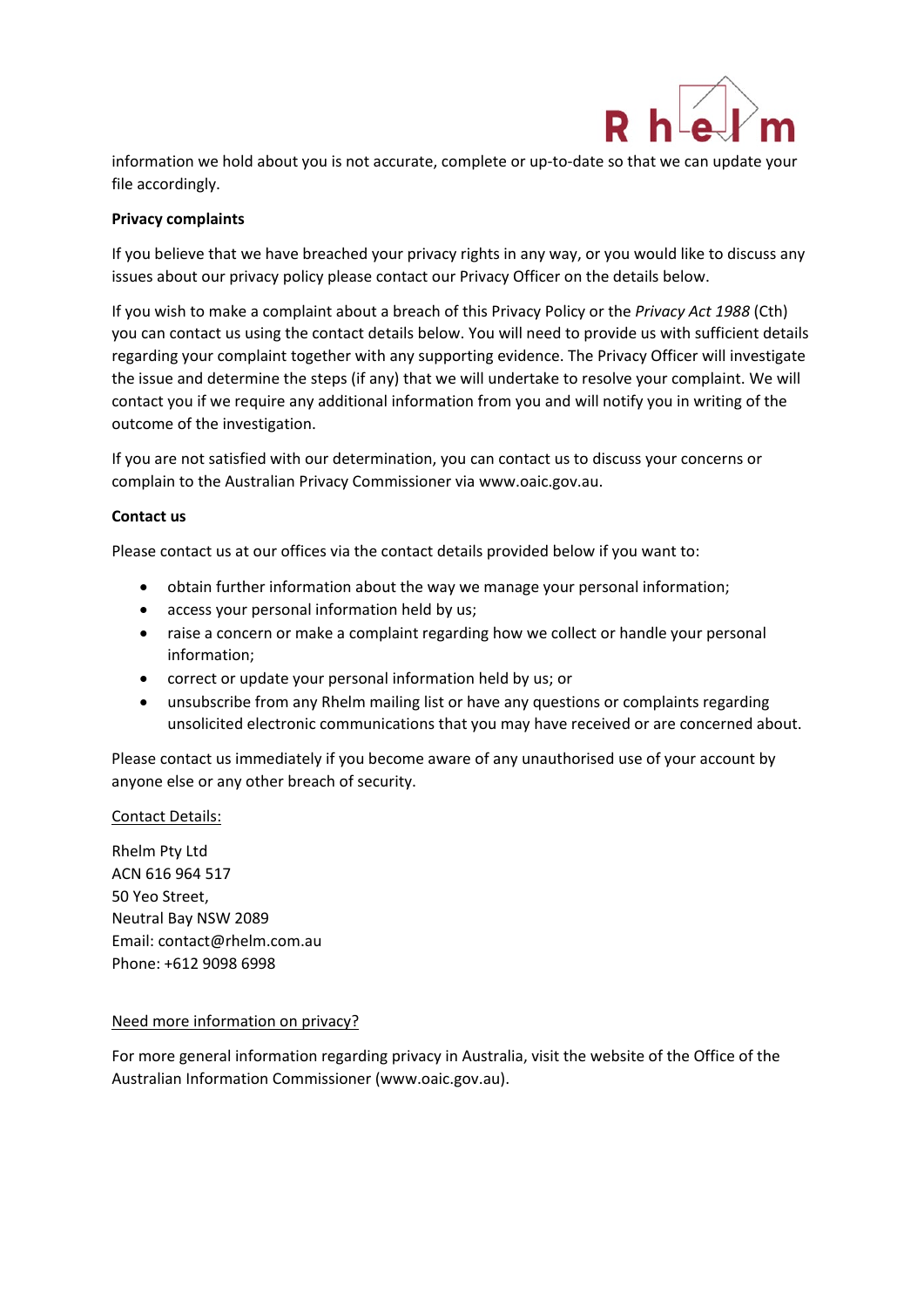information we hold about you is not accurate, complete or up-to-date so that we can update your file accordingly.

**Privacy complaints**

If you believe that we have breached your privacy rights in any way, or you would like to discuss any issues about our privacy policy please contact our Privacy Officer on the details below.

If you wish to make a complaint about a breach of this Privacy Policy or the *Privacy Act 1988* (Cth) you can contact us using the contact details below. You will need to provide us with sufficient details regarding your complaint together with any supporting evidence. The Privacy Officer will investigate the issue and determine the steps (if any) that we will undertake to resolve your complaint. We will contact you if we require any additional information from you and will notify you in writing of the outcome of the investigation.

If you are not satisfied with our determination, you can contact us to discuss your concerns or complain to the Australian Privacy Commissioner via www.oaic.gov.au.

**Contact us**

Please contact us at our offices via the contact details provided below if you want to:

- obtain further information about the way we manage your personal information;
- access your personal information held by us;
- raise a concern or make a complaint regarding how we collect or handle your personal information;
- correct or update your personal information held by us; or
- unsubscribe from any Rhelm mailing list or have any questions or complaints regarding unsolicited electronic communications that you may have received or are concerned about.

Please contact us immediately if you become aware of any unauthorised use of your account by anyone else or any other breach of security.

<u>Contact Details:</u>

Rhelm Pty Ltd
ACN 616 964 517
50 Yeo Street,
Neutral Bay NSW 2089
Email: contact@rhelm.com.au
Phone: +612 9098 6998

<u>Need more information on privacy?</u>

For more general information regarding privacy in Australia, visit the website of the Office of the Australian Information Commissioner (www.oaic.gov.au).